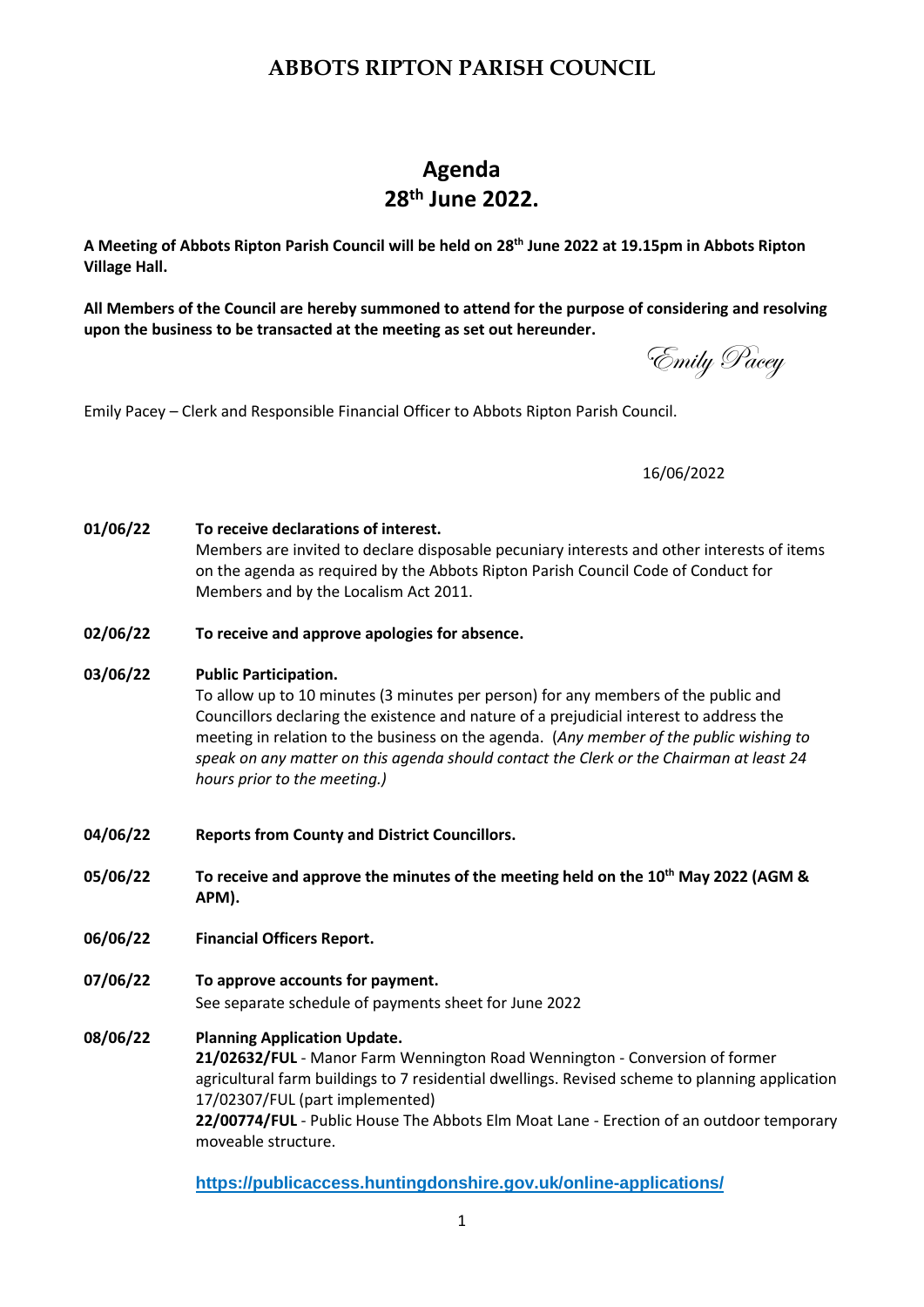# ABBOTS RIPTON PARISH COUNCIL

## Agenda
## 28th June 2022.

**A Meeting of Abbots Ripton Parish Council will be held on 28th June 2022 at 19.15pm in Abbots Ripton Village Hall.**

**All Members of the Council are hereby summoned to attend for the purpose of considering and resolving upon the business to be transacted at the meeting as set out hereunder.**

*Emily Pacey*

Emily Pacey – Clerk and Responsible Financial Officer to Abbots Ripton Parish Council.

16/06/2022

**01/06/22** **To receive declarations of interest.**
Members are invited to declare disposable pecuniary interests and other interests of items on the agenda as required by the Abbots Ripton Parish Council Code of Conduct for Members and by the Localism Act 2011.

**02/06/22** **To receive and approve apologies for absence.**

**03/06/22** **Public Participation.**
To allow up to 10 minutes (3 minutes per person) for any members of the public and Councillors declaring the existence and nature of a prejudicial interest to address the meeting in relation to the business on the agenda. (*Any member of the public wishing to speak on any matter on this agenda should contact the Clerk or the Chairman at least 24 hours prior to the meeting.)*

**04/06/22** **Reports from County and District Councillors.**

**05/06/22** **To receive and approve the minutes of the meeting held on the 10th May 2022 (AGM & APM).**

**06/06/22** **Financial Officers Report.**

**07/06/22** **To approve accounts for payment.**
See separate schedule of payments sheet for June 2022

**08/06/22** **Planning Application Update.**
**21/02632/FUL** - Manor Farm Wennington Road Wennington - Conversion of former agricultural farm buildings to 7 residential dwellings. Revised scheme to planning application 17/02307/FUL (part implemented)
**22/00774/FUL** - Public House The Abbots Elm Moat Lane - Erection of an outdoor temporary moveable structure.

**https://publicaccess.huntingdonshire.gov.uk/online-applications/**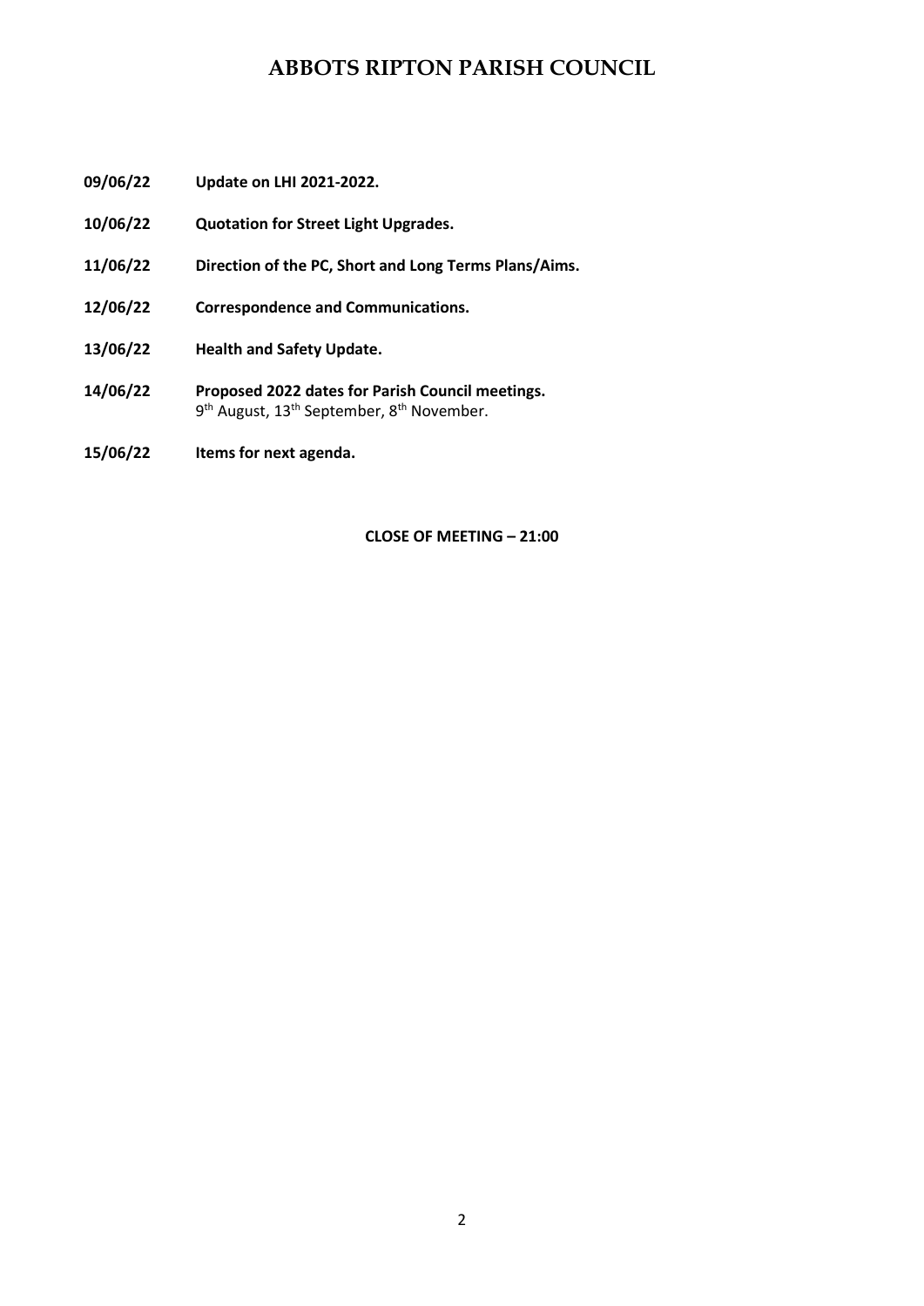# ABBOTS RIPTON PARISH COUNCIL

**09/06/22 Update on LHI 2021-2022.**

**10/06/22 Quotation for Street Light Upgrades.**

**11/06/22 Direction of the PC, Short and Long Terms Plans/Aims.**

**12/06/22 Correspondence and Communications.**

**13/06/22 Health and Safety Update.**

**14/06/22 Proposed 2022 dates for Parish Council meetings.**
9th August, 13th September, 8th November.

**15/06/22 Items for next agenda.**

**CLOSE OF MEETING – 21:00**